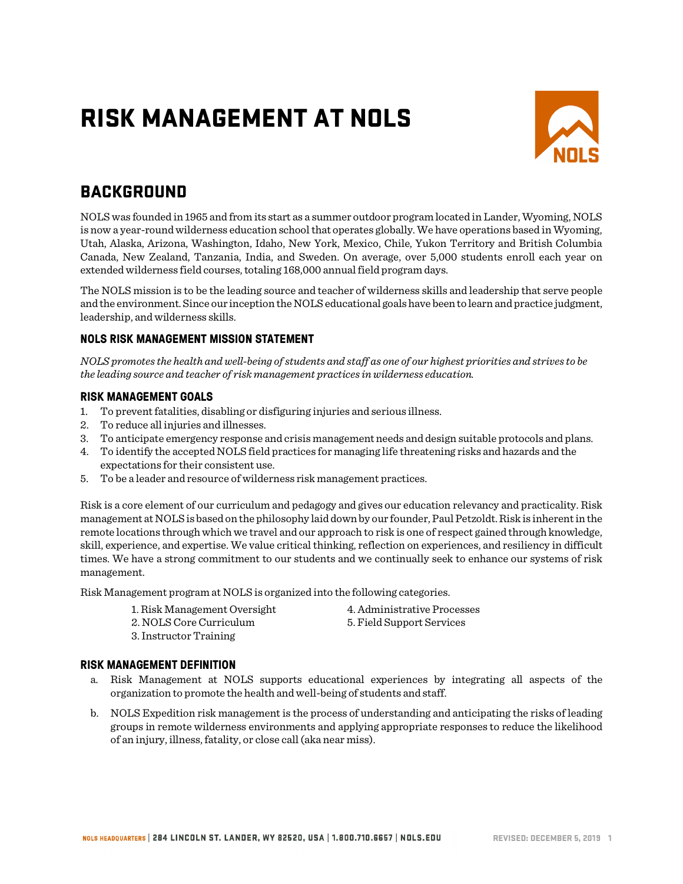# RISK MANAGEMENT AT NOLS

## BACKGROUND

NOLS was founded in 1965 and from its start as a summer outdoor program located in Lander, Wyoming, NOLS is now a year-round wilderness education school that operates globally. We have operations based in Wyoming, Utah, Alaska, Arizona, Washington, Idaho, New York, Mexico, Chile, Yukon Territory and British Columbia Canada, New Zealand, Tanzania, India, and Sweden. On average, over 5,000 students enroll each year on extended wilderness field courses, totaling 168,000 annual field program days.

The NOLS mission is to be the leading source and teacher of wilderness skills and leadership that serve people and the environment. Since our inception the NOLS educational goals have been to learn and practice judgment, leadership, and wilderness skills.

### NOLS RISK MANAGEMENT MISSION STATEMENT

*NOLS promotes the health and well-being of students and staff as one of our highest priorities and strives to be the leading source and teacher of risk management practices in wilderness education.*

### RISK MANAGEMENT GOALS

1. To prevent fatalities, disabling or disfiguring injuries and serious illness.
2. To reduce all injuries and illnesses.
3. To anticipate emergency response and crisis management needs and design suitable protocols and plans.
4. To identify the accepted NOLS field practices for managing life threatening risks and hazards and the expectations for their consistent use.
5. To be a leader and resource of wilderness risk management practices.

Risk is a core element of our curriculum and pedagogy and gives our education relevancy and practicality. Risk management at NOLS is based on the philosophy laid down by our founder, Paul Petzoldt. Risk is inherent in the remote locations through which we travel and our approach to risk is one of respect gained through knowledge, skill, experience, and expertise. We value critical thinking, reflection on experiences, and resiliency in difficult times. We have a strong commitment to our students and we continually seek to enhance our systems of risk management.

Risk Management program at NOLS is organized into the following categories.

1. Risk Management Oversight
2. NOLS Core Curriculum
3. Instructor Training
4. Administrative Processes
5. Field Support Services

### RISK MANAGEMENT DEFINITION

a. Risk Management at NOLS supports educational experiences by integrating all aspects of the organization to promote the health and well-being of students and staff.

b. NOLS Expedition risk management is the process of understanding and anticipating the risks of leading groups in remote wilderness environments and applying appropriate responses to reduce the likelihood of an injury, illness, fatality, or close call (aka near miss).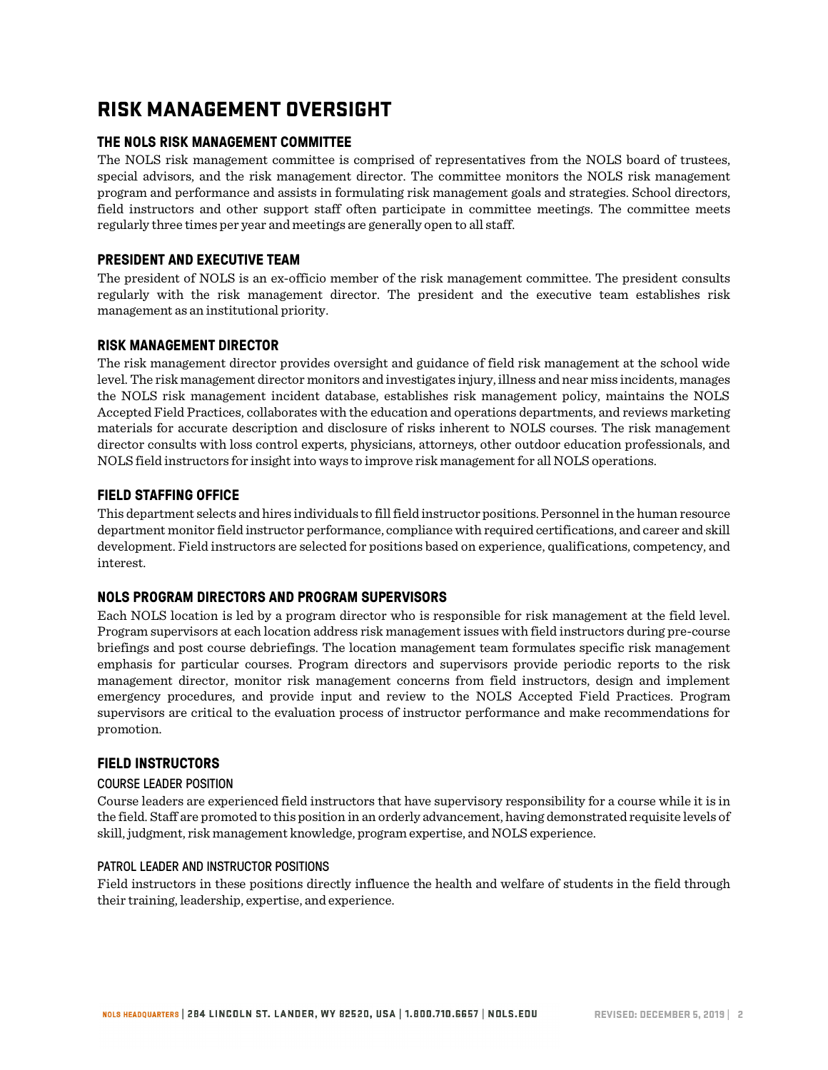# RISK MANAGEMENT OVERSIGHT

## THE NOLS RISK MANAGEMENT COMMITTEE

The NOLS risk management committee is comprised of representatives from the NOLS board of trustees, special advisors, and the risk management director. The committee monitors the NOLS risk management program and performance and assists in formulating risk management goals and strategies. School directors, field instructors and other support staff often participate in committee meetings. The committee meets regularly three times per year and meetings are generally open to all staff.

## PRESIDENT AND EXECUTIVE TEAM

The president of NOLS is an ex-officio member of the risk management committee. The president consults regularly with the risk management director. The president and the executive team establishes risk management as an institutional priority.

## RISK MANAGEMENT DIRECTOR

The risk management director provides oversight and guidance of field risk management at the school wide level. The risk management director monitors and investigates injury, illness and near miss incidents, manages the NOLS risk management incident database, establishes risk management policy, maintains the NOLS Accepted Field Practices, collaborates with the education and operations departments, and reviews marketing materials for accurate description and disclosure of risks inherent to NOLS courses. The risk management director consults with loss control experts, physicians, attorneys, other outdoor education professionals, and NOLS field instructors for insight into ways to improve risk management for all NOLS operations.

## FIELD STAFFING OFFICE

This department selects and hires individuals to fill field instructor positions. Personnel in the human resource department monitor field instructor performance, compliance with required certifications, and career and skill development. Field instructors are selected for positions based on experience, qualifications, competency, and interest.

## NOLS PROGRAM DIRECTORS AND PROGRAM SUPERVISORS

Each NOLS location is led by a program director who is responsible for risk management at the field level. Program supervisors at each location address risk management issues with field instructors during pre-course briefings and post course debriefings. The location management team formulates specific risk management emphasis for particular courses. Program directors and supervisors provide periodic reports to the risk management director, monitor risk management concerns from field instructors, design and implement emergency procedures, and provide input and review to the NOLS Accepted Field Practices. Program supervisors are critical to the evaluation process of instructor performance and make recommendations for promotion.

## FIELD INSTRUCTORS

### COURSE LEADER POSITION

Course leaders are experienced field instructors that have supervisory responsibility for a course while it is in the field. Staff are promoted to this position in an orderly advancement, having demonstrated requisite levels of skill, judgment, risk management knowledge, program expertise, and NOLS experience.

### PATROL LEADER AND INSTRUCTOR POSITIONS

Field instructors in these positions directly influence the health and welfare of students in the field through their training, leadership, expertise, and experience.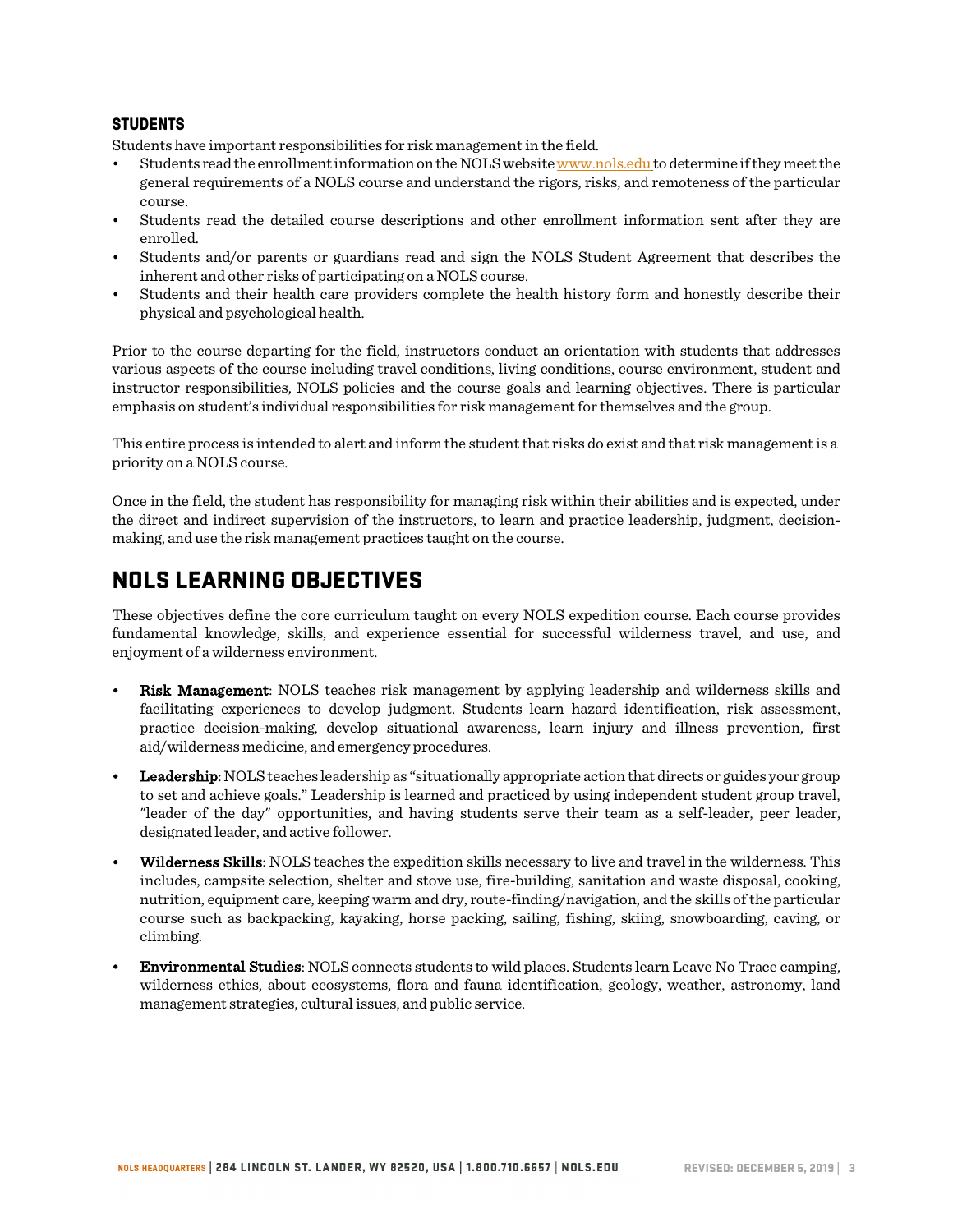### STUDENTS

Students have important responsibilities for risk management in the field.

- Students read the enrollment information on the NOLS website www.nols.edu to determine if they meet the general requirements of a NOLS course and understand the rigors, risks, and remoteness of the particular course.
- Students read the detailed course descriptions and other enrollment information sent after they are enrolled.
- Students and/or parents or guardians read and sign the NOLS Student Agreement that describes the inherent and other risks of participating on a NOLS course.
- Students and their health care providers complete the health history form and honestly describe their physical and psychological health.

Prior to the course departing for the field, instructors conduct an orientation with students that addresses various aspects of the course including travel conditions, living conditions, course environment, student and instructor responsibilities, NOLS policies and the course goals and learning objectives. There is particular emphasis on student's individual responsibilities for risk management for themselves and the group.

This entire process is intended to alert and inform the student that risks do exist and that risk management is a priority on a NOLS course.

Once in the field, the student has responsibility for managing risk within their abilities and is expected, under the direct and indirect supervision of the instructors, to learn and practice leadership, judgment, decision-making, and use the risk management practices taught on the course.

## NOLS LEARNING OBJECTIVES

These objectives define the core curriculum taught on every NOLS expedition course. Each course provides fundamental knowledge, skills, and experience essential for successful wilderness travel, and use, and enjoyment of a wilderness environment.

- **Risk Management**: NOLS teaches risk management by applying leadership and wilderness skills and facilitating experiences to develop judgment. Students learn hazard identification, risk assessment, practice decision-making, develop situational awareness, learn injury and illness prevention, first aid/wilderness medicine, and emergency procedures.

- **Leadership**: NOLS teaches leadership as "situationally appropriate action that directs or guides your group to set and achieve goals." Leadership is learned and practiced by using independent student group travel, "leader of the day" opportunities, and having students serve their team as a self-leader, peer leader, designated leader, and active follower.

- **Wilderness Skills**: NOLS teaches the expedition skills necessary to live and travel in the wilderness. This includes, campsite selection, shelter and stove use, fire-building, sanitation and waste disposal, cooking, nutrition, equipment care, keeping warm and dry, route-finding/navigation, and the skills of the particular course such as backpacking, kayaking, horse packing, sailing, fishing, skiing, snowboarding, caving, or climbing.

- **Environmental Studies**: NOLS connects students to wild places. Students learn Leave No Trace camping, wilderness ethics, about ecosystems, flora and fauna identification, geology, weather, astronomy, land management strategies, cultural issues, and public service.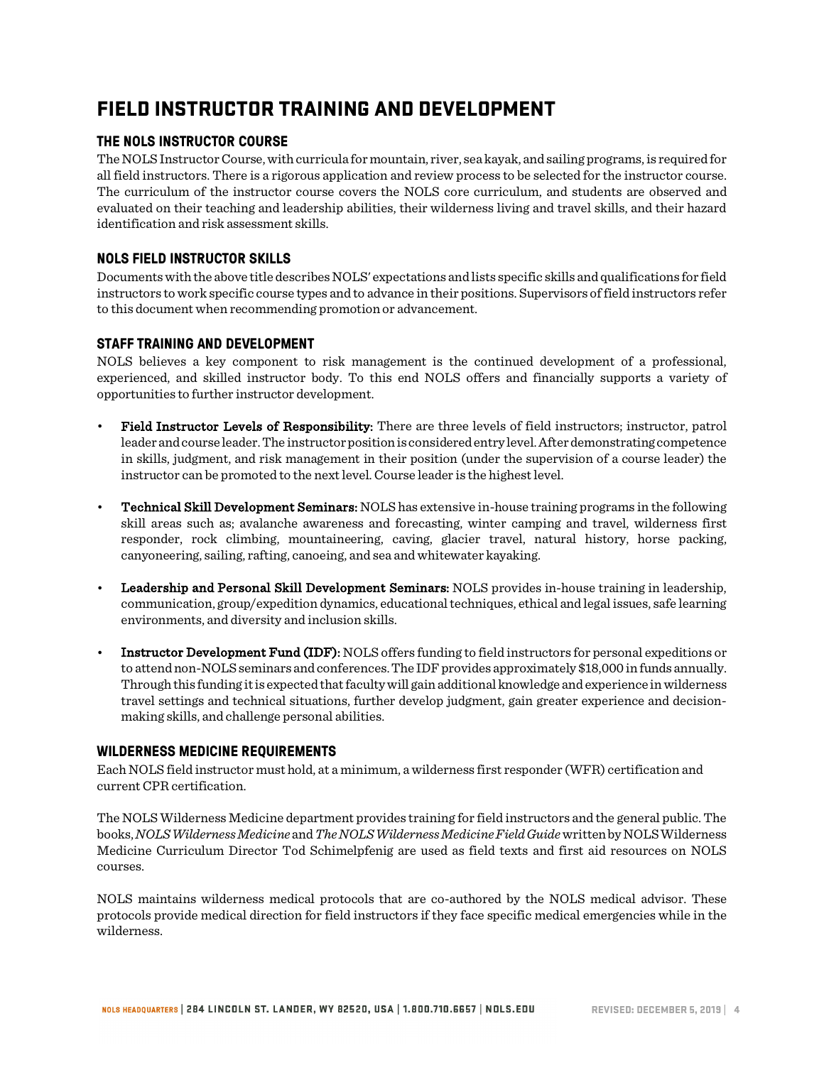# FIELD INSTRUCTOR TRAINING AND DEVELOPMENT

## THE NOLS INSTRUCTOR COURSE

The NOLS Instructor Course, with curricula for mountain, river, sea kayak, and sailing programs, is required for all field instructors. There is a rigorous application and review process to be selected for the instructor course. The curriculum of the instructor course covers the NOLS core curriculum, and students are observed and evaluated on their teaching and leadership abilities, their wilderness living and travel skills, and their hazard identification and risk assessment skills.

## NOLS FIELD INSTRUCTOR SKILLS

Documents with the above title describes NOLS' expectations and lists specific skills and qualifications for field instructors to work specific course types and to advance in their positions. Supervisors of field instructors refer to this document when recommending promotion or advancement.

## STAFF TRAINING AND DEVELOPMENT

NOLS believes a key component to risk management is the continued development of a professional, experienced, and skilled instructor body. To this end NOLS offers and financially supports a variety of opportunities to further instructor development.

- **Field Instructor Levels of Responsibility:** There are three levels of field instructors; instructor, patrol leader and course leader. The instructor position is considered entry level. After demonstrating competence in skills, judgment, and risk management in their position (under the supervision of a course leader) the instructor can be promoted to the next level. Course leader is the highest level.

- **Technical Skill Development Seminars:** NOLS has extensive in-house training programs in the following skill areas such as; avalanche awareness and forecasting, winter camping and travel, wilderness first responder, rock climbing, mountaineering, caving, glacier travel, natural history, horse packing, canyoneering, sailing, rafting, canoeing, and sea and whitewater kayaking.

- **Leadership and Personal Skill Development Seminars:** NOLS provides in-house training in leadership, communication, group/expedition dynamics, educational techniques, ethical and legal issues, safe learning environments, and diversity and inclusion skills.

- **Instructor Development Fund (IDF):** NOLS offers funding to field instructors for personal expeditions or to attend non-NOLS seminars and conferences. The IDF provides approximately $18,000 in funds annually. Through this funding it is expected that faculty will gain additional knowledge and experience in wilderness travel settings and technical situations, further develop judgment, gain greater experience and decision-making skills, and challenge personal abilities.

## WILDERNESS MEDICINE REQUIREMENTS

Each NOLS field instructor must hold, at a minimum, a wilderness first responder (WFR) certification and current CPR certification.

The NOLS Wilderness Medicine department provides training for field instructors and the general public. The books, *NOLS Wilderness Medicine* and *The NOLS Wilderness Medicine Field Guide* written by NOLS Wilderness Medicine Curriculum Director Tod Schimelpfenig are used as field texts and first aid resources on NOLS courses.

NOLS maintains wilderness medical protocols that are co-authored by the NOLS medical advisor. These protocols provide medical direction for field instructors if they face specific medical emergencies while in the wilderness.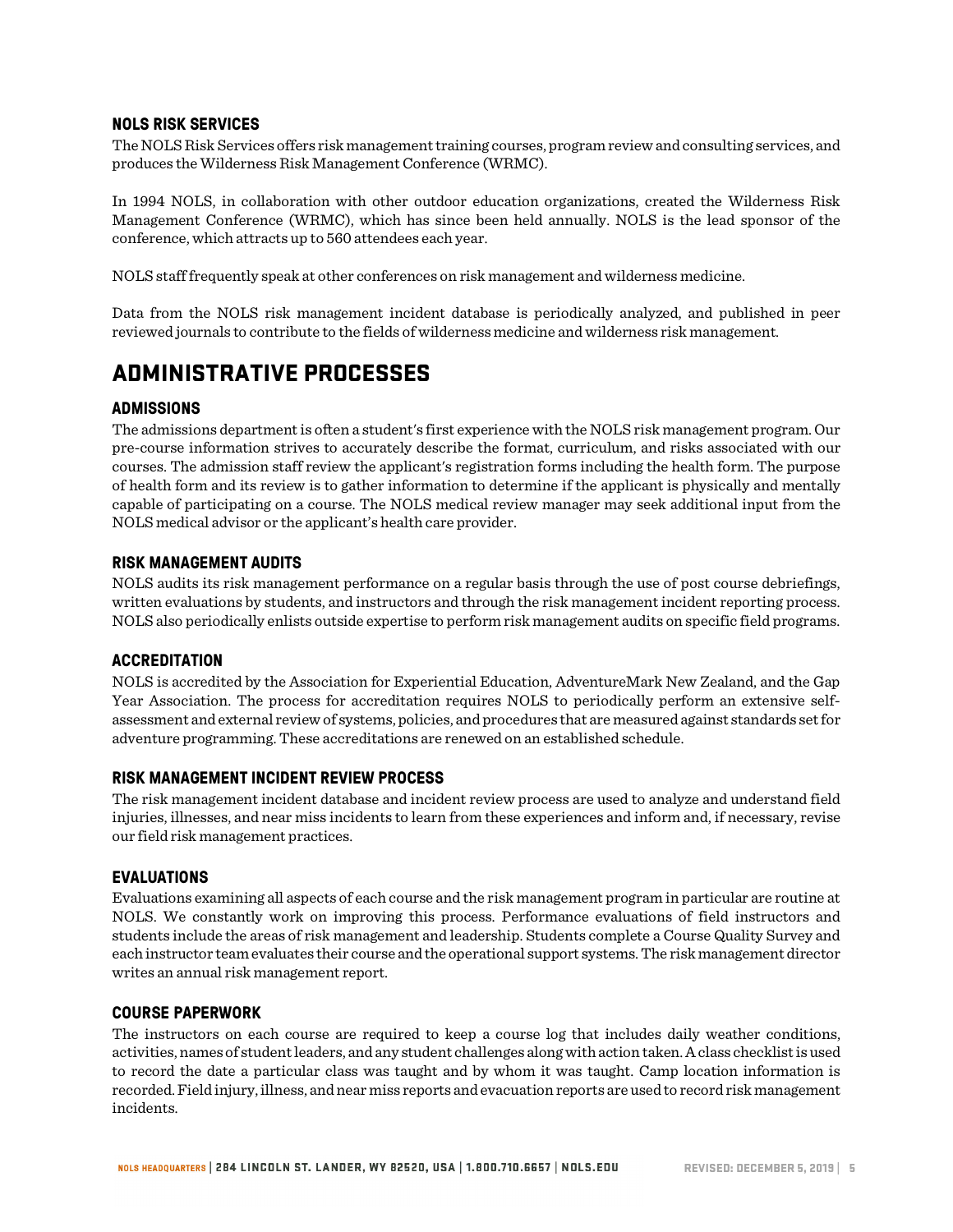### NOLS RISK SERVICES

The NOLS Risk Services offers risk management training courses, program review and consulting services, and produces the Wilderness Risk Management Conference (WRMC).

In 1994 NOLS, in collaboration with other outdoor education organizations, created the Wilderness Risk Management Conference (WRMC), which has since been held annually. NOLS is the lead sponsor of the conference, which attracts up to 560 attendees each year.

NOLS staff frequently speak at other conferences on risk management and wilderness medicine.

Data from the NOLS risk management incident database is periodically analyzed, and published in peer reviewed journals to contribute to the fields of wilderness medicine and wilderness risk management.

## ADMINISTRATIVE PROCESSES

### ADMISSIONS

The admissions department is often a student's first experience with the NOLS risk management program. Our pre-course information strives to accurately describe the format, curriculum, and risks associated with our courses. The admission staff review the applicant's registration forms including the health form. The purpose of health form and its review is to gather information to determine if the applicant is physically and mentally capable of participating on a course. The NOLS medical review manager may seek additional input from the NOLS medical advisor or the applicant's health care provider.

### RISK MANAGEMENT AUDITS

NOLS audits its risk management performance on a regular basis through the use of post course debriefings, written evaluations by students, and instructors and through the risk management incident reporting process. NOLS also periodically enlists outside expertise to perform risk management audits on specific field programs.

### ACCREDITATION

NOLS is accredited by the Association for Experiential Education, AdventureMark New Zealand, and the Gap Year Association. The process for accreditation requires NOLS to periodically perform an extensive self-assessment and external review of systems, policies, and procedures that are measured against standards set for adventure programming. These accreditations are renewed on an established schedule.

### RISK MANAGEMENT INCIDENT REVIEW PROCESS

The risk management incident database and incident review process are used to analyze and understand field injuries, illnesses, and near miss incidents to learn from these experiences and inform and, if necessary, revise our field risk management practices.

### EVALUATIONS

Evaluations examining all aspects of each course and the risk management program in particular are routine at NOLS. We constantly work on improving this process. Performance evaluations of field instructors and students include the areas of risk management and leadership. Students complete a Course Quality Survey and each instructor team evaluates their course and the operational support systems. The risk management director writes an annual risk management report.

### COURSE PAPERWORK

The instructors on each course are required to keep a course log that includes daily weather conditions, activities, names of student leaders, and any student challenges along with action taken. A class checklist is used to record the date a particular class was taught and by whom it was taught. Camp location information is recorded. Field injury, illness, and near miss reports and evacuation reports are used to record risk management incidents.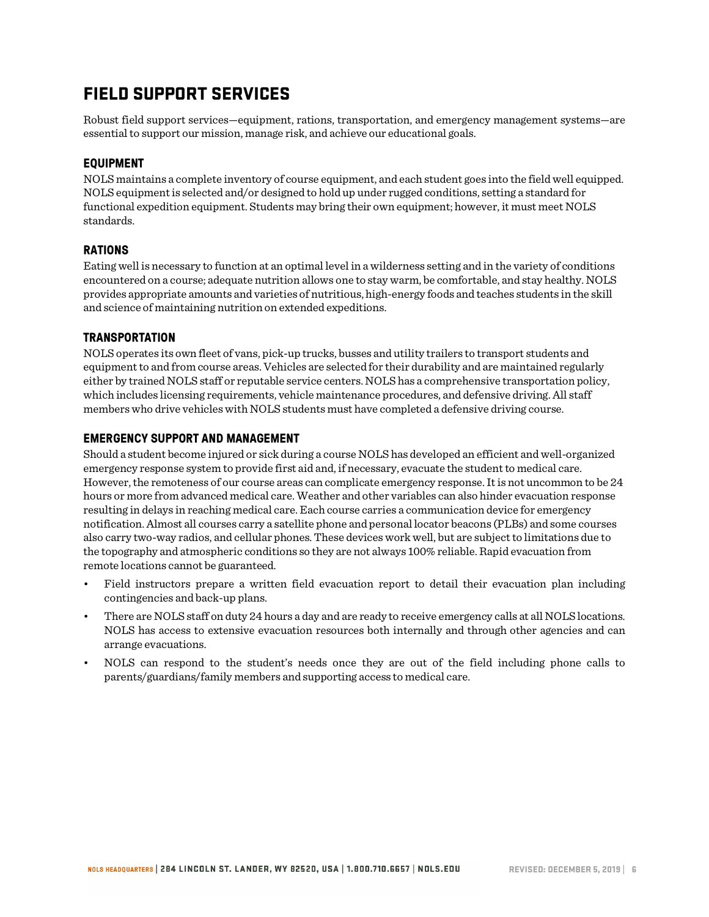# FIELD SUPPORT SERVICES

Robust field support services—equipment, rations, transportation, and emergency management systems—are essential to support our mission, manage risk, and achieve our educational goals.

## EQUIPMENT

NOLS maintains a complete inventory of course equipment, and each student goes into the field well equipped. NOLS equipment is selected and/or designed to hold up under rugged conditions, setting a standard for functional expedition equipment. Students may bring their own equipment; however, it must meet NOLS standards.

## RATIONS

Eating well is necessary to function at an optimal level in a wilderness setting and in the variety of conditions encountered on a course; adequate nutrition allows one to stay warm, be comfortable, and stay healthy. NOLS provides appropriate amounts and varieties of nutritious, high-energy foods and teaches students in the skill and science of maintaining nutrition on extended expeditions.

## TRANSPORTATION

NOLS operates its own fleet of vans, pick-up trucks, busses and utility trailers to transport students and equipment to and from course areas. Vehicles are selected for their durability and are maintained regularly either by trained NOLS staff or reputable service centers. NOLS has a comprehensive transportation policy, which includes licensing requirements, vehicle maintenance procedures, and defensive driving. All staff members who drive vehicles with NOLS students must have completed a defensive driving course.

## EMERGENCY SUPPORT AND MANAGEMENT

Should a student become injured or sick during a course NOLS has developed an efficient and well-organized emergency response system to provide first aid and, if necessary, evacuate the student to medical care. However, the remoteness of our course areas can complicate emergency response. It is not uncommon to be 24 hours or more from advanced medical care. Weather and other variables can also hinder evacuation response resulting in delays in reaching medical care. Each course carries a communication device for emergency notification. Almost all courses carry a satellite phone and personal locator beacons (PLBs) and some courses also carry two-way radios, and cellular phones. These devices work well, but are subject to limitations due to the topography and atmospheric conditions so they are not always 100% reliable. Rapid evacuation from remote locations cannot be guaranteed.

- Field instructors prepare a written field evacuation report to detail their evacuation plan including contingencies and back-up plans.
- There are NOLS staff on duty 24 hours a day and are ready to receive emergency calls at all NOLS locations. NOLS has access to extensive evacuation resources both internally and through other agencies and can arrange evacuations.
- NOLS can respond to the student's needs once they are out of the field including phone calls to parents/guardians/family members and supporting access to medical care.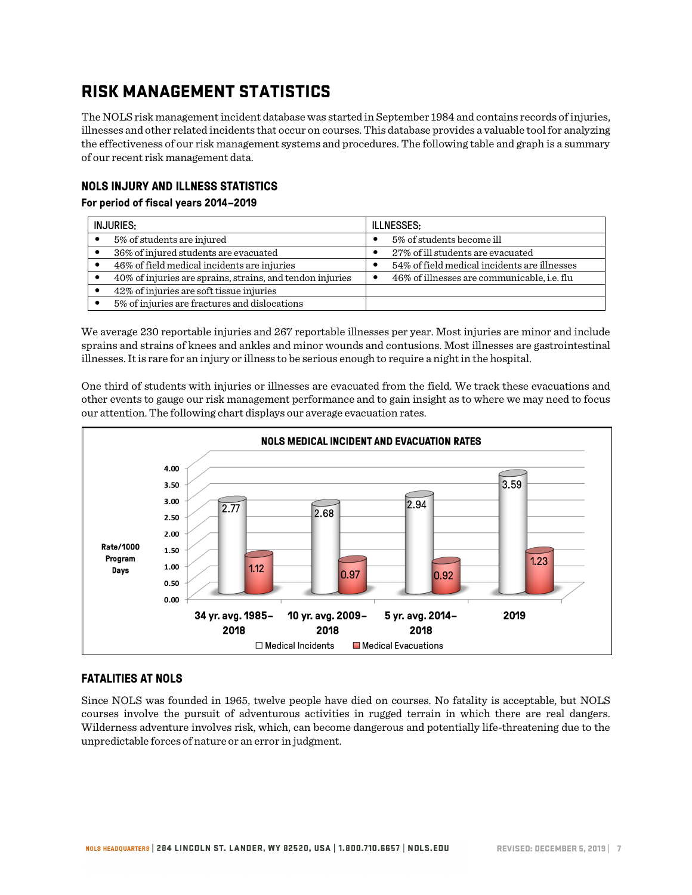# RISK MANAGEMENT STATISTICS

The NOLS risk management incident database was started in September 1984 and contains records of injuries, illnesses and other related incidents that occur on courses. This database provides a valuable tool for analyzing the effectiveness of our risk management systems and procedures. The following table and graph is a summary of our recent risk management data.

## NOLS INJURY AND ILLNESS STATISTICS

**For period of fiscal years 2014–2019**

| INJURIES: | ILLNESSES: |
|---|---|
| • 5% of students are injured | • 5% of students become ill |
| • 36% of injured students are evacuated | • 27% of ill students are evacuated |
| • 46% of field medical incidents are injuries | • 54% of field medical incidents are illnesses |
| • 40% of injuries are sprains, strains, and tendon injuries | • 46% of illnesses are communicable, i.e. flu |
| • 42% of injuries are soft tissue injuries | |
| • 5% of injuries are fractures and dislocations | |

We average 230 reportable injuries and 267 reportable illnesses per year. Most injuries are minor and include sprains and strains of knees and ankles and minor wounds and contusions. Most illnesses are gastrointestinal illnesses. It is rare for an injury or illness to be serious enough to require a night in the hospital.

One third of students with injuries or illnesses are evacuated from the field. We track these evacuations and other events to gauge our risk management performance and to gain insight as to where we may need to focus our attention. The following chart displays our average evacuation rates.

**NOLS MEDICAL INCIDENT AND EVACUATION RATES**

| Rate/1000 Program Days | Medical Incidents | Medical Evacuations |
|---|---|---|
| 34 yr. avg. 1985–2018 | 2.77 | 1.12 |
| 10 yr. avg. 2009–2018 | 2.68 | 0.97 |
| 5 yr. avg. 2014–2018 | 2.94 | 0.92 |
| 2019 | 3.59 | 1.23 |

## FATALITIES AT NOLS

Since NOLS was founded in 1965, twelve people have died on courses. No fatality is acceptable, but NOLS courses involve the pursuit of adventurous activities in rugged terrain in which there are real dangers. Wilderness adventure involves risk, which, can become dangerous and potentially life-threatening due to the unpredictable forces of nature or an error in judgment.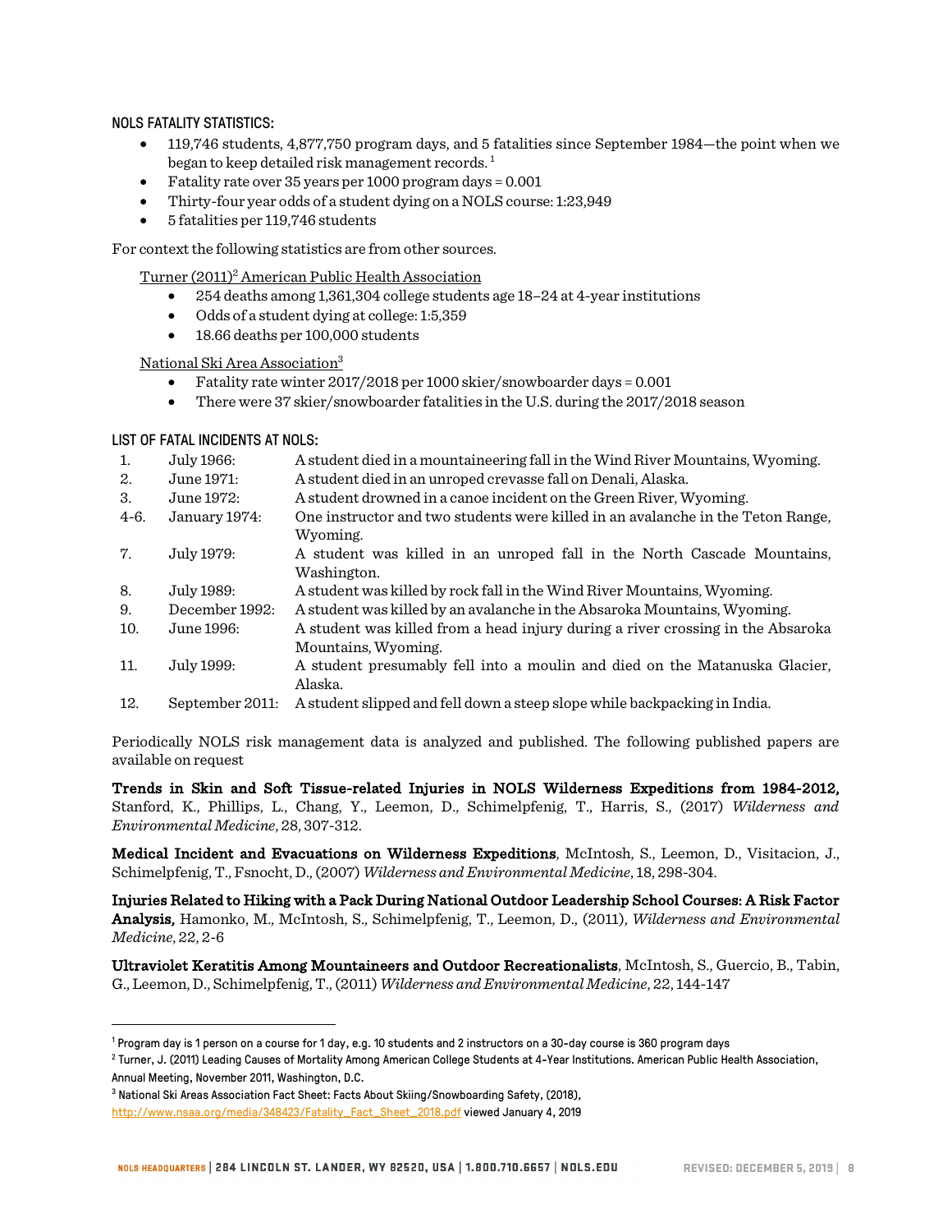### NOLS FATALITY STATISTICS:

- 119,746 students, 4,877,750 program days, and 5 fatalities since September 1984—the point when we began to keep detailed risk management records. [1]
- Fatality rate over 35 years per 1000 program days = 0.001
- Thirty-four year odds of a student dying on a NOLS course: 1:23,949
- 5 fatalities per 119,746 students

For context the following statistics are from other sources.

Turner (2011)[2] American Public Health Association

- 254 deaths among 1,361,304 college students age 18–24 at 4-year institutions
- Odds of a student dying at college: 1:5,359
- 18.66 deaths per 100,000 students

National Ski Area Association[3]

- Fatality rate winter 2017/2018 per 1000 skier/snowboarder days = 0.001
- There were 37 skier/snowboarder fatalities in the U.S. during the 2017/2018 season

### LIST OF FATAL INCIDENTS AT NOLS:

| | | |
|---|---|---|
| 1. | July 1966: | A student died in a mountaineering fall in the Wind River Mountains, Wyoming. |
| 2. | June 1971: | A student died in an unroped crevasse fall on Denali, Alaska. |
| 3. | June 1972: | A student drowned in a canoe incident on the Green River, Wyoming. |
| 4-6. | January 1974: | One instructor and two students were killed in an avalanche in the Teton Range, Wyoming. |
| 7. | July 1979: | A student was killed in an unroped fall in the North Cascade Mountains, Washington. |
| 8. | July 1989: | A student was killed by rock fall in the Wind River Mountains, Wyoming. |
| 9. | December 1992: | A student was killed by an avalanche in the Absaroka Mountains, Wyoming. |
| 10. | June 1996: | A student was killed from a head injury during a river crossing in the Absaroka Mountains, Wyoming. |
| 11. | July 1999: | A student presumably fell into a moulin and died on the Matanuska Glacier, Alaska. |
| 12. | September 2011: | A student slipped and fell down a steep slope while backpacking in India. |

Periodically NOLS risk management data is analyzed and published. The following published papers are available on request

**Trends in Skin and Soft Tissue-related Injuries in NOLS Wilderness Expeditions from 1984-2012,** Stanford, K., Phillips, L., Chang, Y., Leemon, D., Schimelpfenig, T., Harris, S., (2017) *Wilderness and Environmental Medicine*, 28, 307-312.

**Medical Incident and Evacuations on Wilderness Expeditions**, McIntosh, S., Leemon, D., Visitacion, J., Schimelpfenig, T., Fsnocht, D., (2007) *Wilderness and Environmental Medicine*, 18, 298-304.

**Injuries Related to Hiking with a Pack During National Outdoor Leadership School Courses: A Risk Factor Analysis,** Hamonko, M., McIntosh, S., Schimelpfenig, T., Leemon, D., (2011), *Wilderness and Environmental Medicine*, 22, 2-6

**Ultraviolet Keratitis Among Mountaineers and Outdoor Recreationalists**, McIntosh, S., Guercio, B., Tabin, G., Leemon, D., Schimelpfenig, T., (2011) *Wilderness and Environmental Medicine*, 22, 144-147

---

[1] Program day is 1 person on a course for 1 day, e.g. 10 students and 2 instructors on a 30-day course is 360 program days

[2] Turner, J. (2011) Leading Causes of Mortality Among American College Students at 4-Year Institutions. American Public Health Association, Annual Meeting, November 2011, Washington, D.C.

[3] National Ski Areas Association Fact Sheet: Facts About Skiing/Snowboarding Safety, (2018), http://www.nsaa.org/media/348423/Fatality_Fact_Sheet_2018.pdf viewed January 4, 2019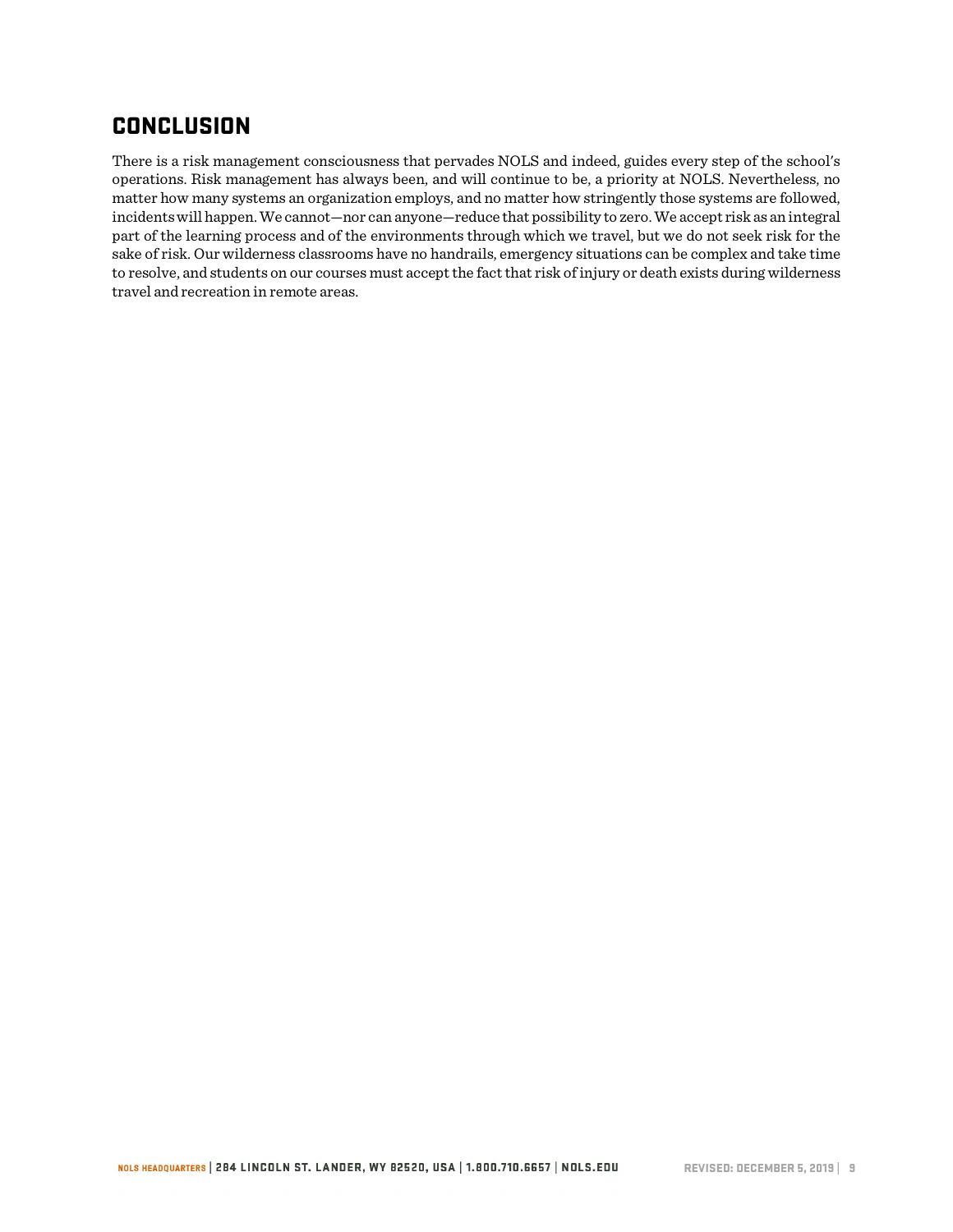## CONCLUSION

There is a risk management consciousness that pervades NOLS and indeed, guides every step of the school's operations. Risk management has always been, and will continue to be, a priority at NOLS. Nevertheless, no matter how many systems an organization employs, and no matter how stringently those systems are followed, incidents will happen. We cannot—nor can anyone—reduce that possibility to zero. We accept risk as an integral part of the learning process and of the environments through which we travel, but we do not seek risk for the sake of risk. Our wilderness classrooms have no handrails, emergency situations can be complex and take time to resolve, and students on our courses must accept the fact that risk of injury or death exists during wilderness travel and recreation in remote areas.